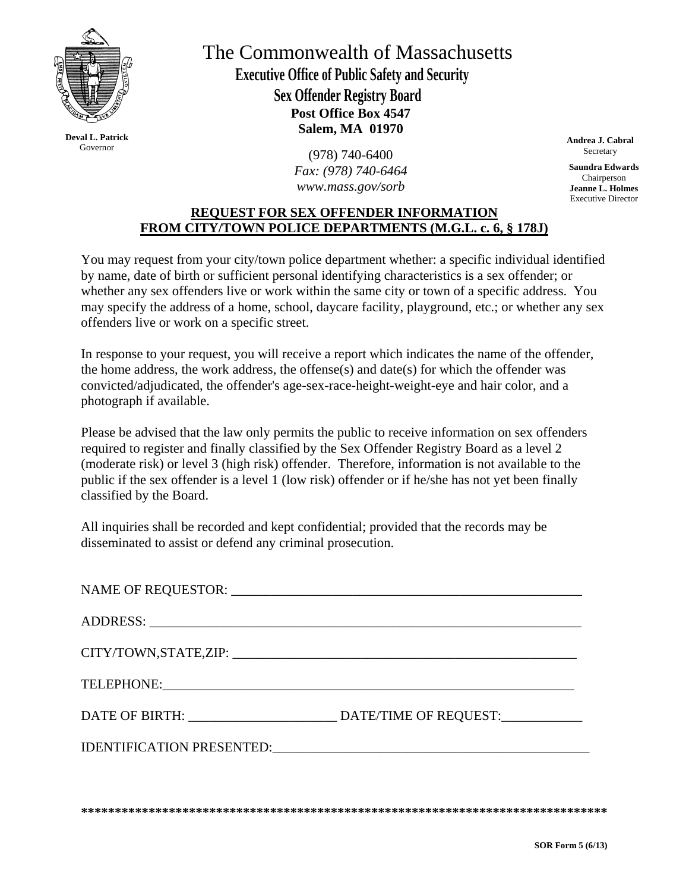**Deval L. Patrick**
Governor

# The Commonwealth of Massachusetts

## Executive Office of Public Safety and Security

## Sex Offender Registry Board

**Post Office Box 4547**
**Salem, MA 01970**

(978) 740-6400
*Fax: (978) 740-6464*
*www.mass.gov/sorb*

**Andrea J. Cabral**
Secretary

**Saundra Edwards**
Chairperson
**Jeanne L. Holmes**
Executive Director

### REQUEST FOR SEX OFFENDER INFORMATION FROM CITY/TOWN POLICE DEPARTMENTS (M.G.L. c. 6, § 178J)

You may request from your city/town police department whether: a specific individual identified by name, date of birth or sufficient personal identifying characteristics is a sex offender; or whether any sex offenders live or work within the same city or town of a specific address. You may specify the address of a home, school, daycare facility, playground, etc.; or whether any sex offenders live or work on a specific street.

In response to your request, you will receive a report which indicates the name of the offender, the home address, the work address, the offense(s) and date(s) for which the offender was convicted/adjudicated, the offender's age-sex-race-height-weight-eye and hair color, and a photograph if available.

Please be advised that the law only permits the public to receive information on sex offenders required to register and finally classified by the Sex Offender Registry Board as a level 2 (moderate risk) or level 3 (high risk) offender. Therefore, information is not available to the public if the sex offender is a level 1 (low risk) offender or if he/she has not yet been finally classified by the Board.

All inquiries shall be recorded and kept confidential; provided that the records may be disseminated to assist or defend any criminal prosecution.

NAME OF REQUESTOR: ____________________________________________________

ADDRESS: ______________________________________________________________

CITY/TOWN,STATE,ZIP: _________________________________________________

TELEPHONE:_____________________________________________________________

DATE OF BIRTH: _____________________ DATE/TIME OF REQUEST:____________

IDENTIFICATION PRESENTED:______________________________________________

******************************************************************************

**SOR Form 5 (6/13)**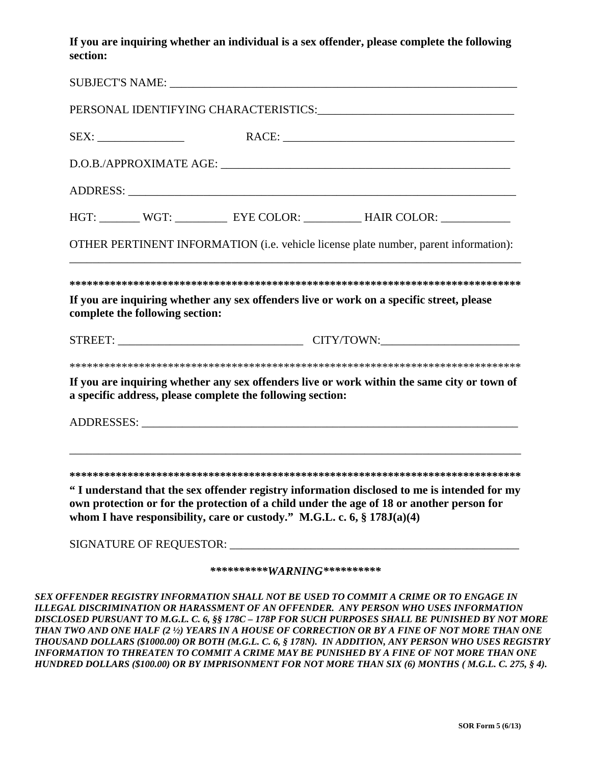**If you are inquiring whether an individual is a sex offender, please complete the following section:**

SUBJECT'S NAME: ________________________________________________________________

PERSONAL IDENTIFYING CHARACTERISTICS: ________________________________

SEX: _______________ RACE: ________________________________________

D.O.B./APPROXIMATE AGE: ________________________________________________

ADDRESS: ______________________________________________________________________

HGT: _______ WGT: _________ EYE COLOR: __________ HAIR COLOR: ____________

OTHER PERTINENT INFORMATION (i.e. vehicle license plate number, parent information):
________________________________________________________________________________

**********************************************************************************

**If you are inquiring whether any sex offenders live or work on a specific street, please complete the following section:**

STREET: ________________________________ CITY/TOWN: ________________________

**********************************************************************************

**If you are inquiring whether any sex offenders live or work within the same city or town of a specific address, please complete the following section:**

ADDRESSES: ____________________________________________________________________

________________________________________________________________________________

**********************************************************************************

**" I understand that the sex offender registry information disclosed to me is intended for my own protection or for the protection of a child under the age of 18 or another person for whom I have responsibility, care or custody." M.G.L. c. 6, § 178J(a)(4)**

SIGNATURE OF REQUESTOR: ______________________________________________________

***\*\*\*\*\*\*\*\*\*\*WARNING\*\*\*\*\*\*\*\*\*\****

***SEX OFFENDER REGISTRY INFORMATION SHALL NOT BE USED TO COMMIT A CRIME OR TO ENGAGE IN ILLEGAL DISCRIMINATION OR HARASSMENT OF AN OFFENDER. ANY PERSON WHO USES INFORMATION DISCLOSED PURSUANT TO M.G.L. C. 6, §§ 178C – 178P FOR SUCH PURPOSES SHALL BE PUNISHED BY NOT MORE THAN TWO AND ONE HALF (2 ½) YEARS IN A HOUSE OF CORRECTION OR BY A FINE OF NOT MORE THAN ONE THOUSAND DOLLARS ($1000.00) OR BOTH (M.G.L. C. 6, § 178N). IN ADDITION, ANY PERSON WHO USES REGISTRY INFORMATION TO THREATEN TO COMMIT A CRIME MAY BE PUNISHED BY A FINE OF NOT MORE THAN ONE HUNDRED DOLLARS ($100.00) OR BY IMPRISONMENT FOR NOT MORE THAN SIX (6) MONTHS ( M.G.L. C. 275, § 4).***

**SOR Form 5 (6/13)**